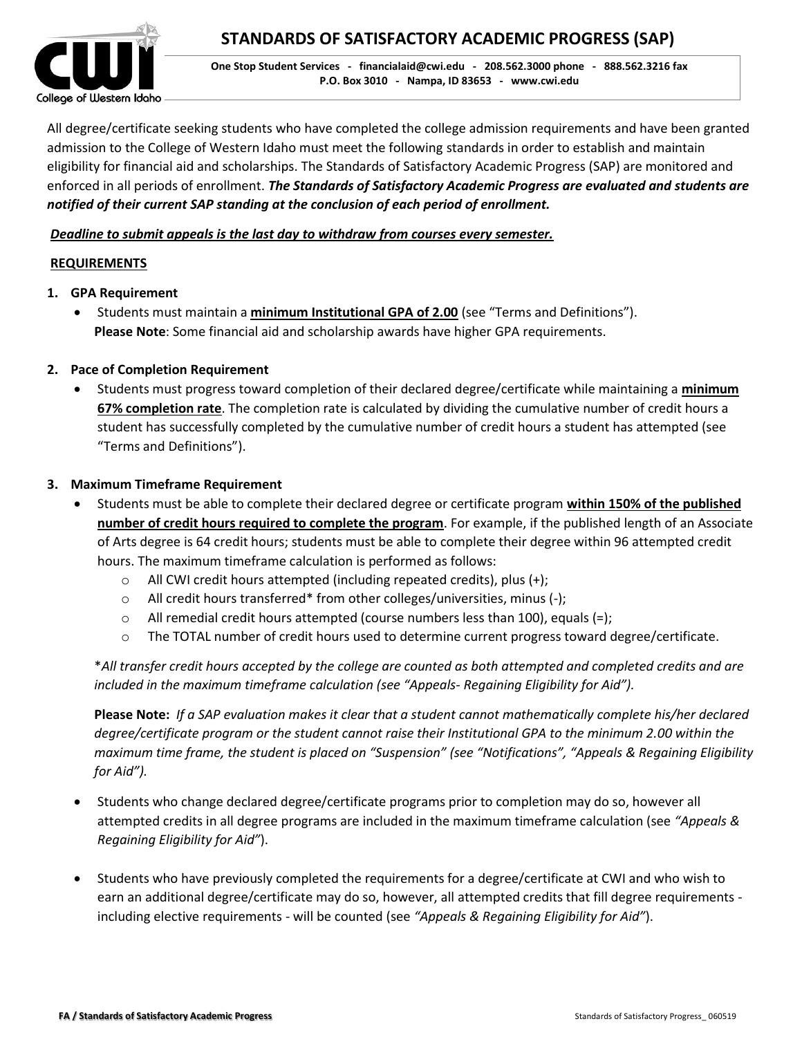# STANDARDS OF SATISFACTORY ACADEMIC PROGRESS (SAP)

**One Stop Student Services - financialaid@cwi.edu - 208.562.3000 phone - 888.562.3216 fax**
**P.O. Box 3010 - Nampa, ID 83653 - www.cwi.edu**

All degree/certificate seeking students who have completed the college admission requirements and have been granted admission to the College of Western Idaho must meet the following standards in order to establish and maintain eligibility for financial aid and scholarships. The Standards of Satisfactory Academic Progress (SAP) are monitored and enforced in all periods of enrollment. ***The Standards of Satisfactory Academic Progress are evaluated and students are notified of their current SAP standing at the conclusion of each period of enrollment.***

***Deadline to submit appeals is the last day to withdraw from courses every semester.***

**REQUIREMENTS**

1. **GPA Requirement**
   - Students must maintain a **minimum Institutional GPA of 2.00** (see "Terms and Definitions").
   
     **Please Note**: Some financial aid and scholarship awards have higher GPA requirements.

2. **Pace of Completion Requirement**
   - Students must progress toward completion of their declared degree/certificate while maintaining a **minimum 67% completion rate**. The completion rate is calculated by dividing the cumulative number of credit hours a student has successfully completed by the cumulative number of credit hours a student has attempted (see "Terms and Definitions").

3. **Maximum Timeframe Requirement**
   - Students must be able to complete their declared degree or certificate program **within 150% of the published number of credit hours required to complete the program**. For example, if the published length of an Associate of Arts degree is 64 credit hours; students must be able to complete their degree within 96 attempted credit hours. The maximum timeframe calculation is performed as follows:
     - All CWI credit hours attempted (including repeated credits), plus (+);
     - All credit hours transferred* from other colleges/universities, minus (-);
     - All remedial credit hours attempted (course numbers less than 100), equals (=);
     - The TOTAL number of credit hours used to determine current progress toward degree/certificate.

     **All transfer credit hours accepted by the college are counted as both attempted and completed credits and are included in the maximum timeframe calculation (see "Appeals- Regaining Eligibility for Aid").*

     **Please Note:** *If a SAP evaluation makes it clear that a student cannot mathematically complete his/her declared degree/certificate program or the student cannot raise their Institutional GPA to the minimum 2.00 within the maximum time frame, the student is placed on "Suspension" (see "Notifications", "Appeals & Regaining Eligibility for Aid").*

   - Students who change declared degree/certificate programs prior to completion may do so, however all attempted credits in all degree programs are included in the maximum timeframe calculation (see *"Appeals & Regaining Eligibility for Aid"*).

   - Students who have previously completed the requirements for a degree/certificate at CWI and who wish to earn an additional degree/certificate may do so, however, all attempted credits that fill degree requirements - including elective requirements - will be counted (see *"Appeals & Regaining Eligibility for Aid"*).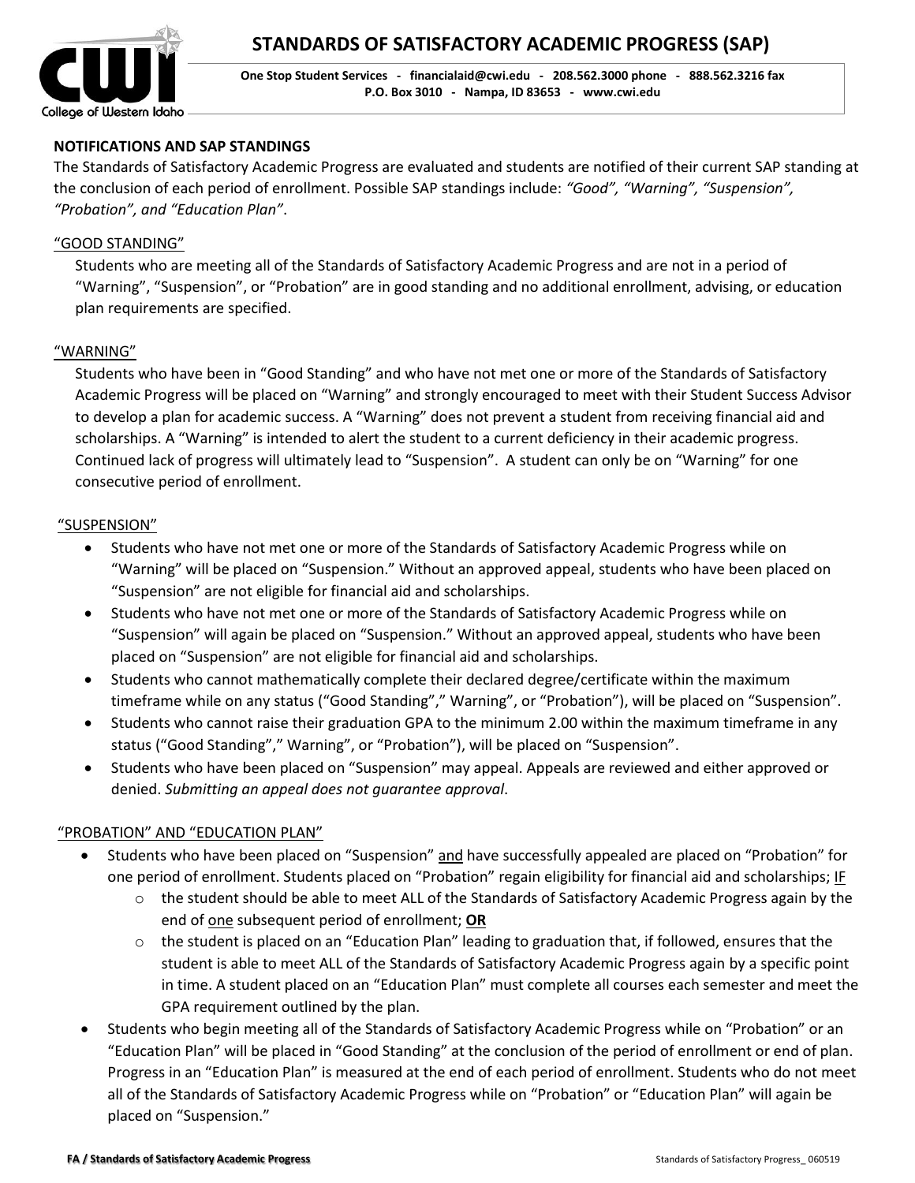# STANDARDS OF SATISFACTORY ACADEMIC PROGRESS (SAP)

**One Stop Student Services - financialaid@cwi.edu - 208.562.3000 phone - 888.562.3216 fax**
**P.O. Box 3010 - Nampa, ID 83653 - www.cwi.edu**

## NOTIFICATIONS AND SAP STANDINGS

The Standards of Satisfactory Academic Progress are evaluated and students are notified of their current SAP standing at the conclusion of each period of enrollment. Possible SAP standings include: *"Good", "Warning", "Suspension", "Probation", and "Education Plan"*.

### "GOOD STANDING"

Students who are meeting all of the Standards of Satisfactory Academic Progress and are not in a period of "Warning", "Suspension", or "Probation" are in good standing and no additional enrollment, advising, or education plan requirements are specified.

### "WARNING"

Students who have been in "Good Standing" and who have not met one or more of the Standards of Satisfactory Academic Progress will be placed on "Warning" and strongly encouraged to meet with their Student Success Advisor to develop a plan for academic success. A "Warning" does not prevent a student from receiving financial aid and scholarships. A "Warning" is intended to alert the student to a current deficiency in their academic progress. Continued lack of progress will ultimately lead to "Suspension". A student can only be on "Warning" for one consecutive period of enrollment.

### "SUSPENSION"

- Students who have not met one or more of the Standards of Satisfactory Academic Progress while on "Warning" will be placed on "Suspension." Without an approved appeal, students who have been placed on "Suspension" are not eligible for financial aid and scholarships.
- Students who have not met one or more of the Standards of Satisfactory Academic Progress while on "Suspension" will again be placed on "Suspension." Without an approved appeal, students who have been placed on "Suspension" are not eligible for financial aid and scholarships.
- Students who cannot mathematically complete their declared degree/certificate within the maximum timeframe while on any status ("Good Standing"," Warning", or "Probation"), will be placed on "Suspension".
- Students who cannot raise their graduation GPA to the minimum 2.00 within the maximum timeframe in any status ("Good Standing"," Warning", or "Probation"), will be placed on "Suspension".
- Students who have been placed on "Suspension" may appeal. Appeals are reviewed and either approved or denied. *Submitting an appeal does not guarantee approval*.

### "PROBATION" AND "EDUCATION PLAN"

- Students who have been placed on "Suspension" and have successfully appealed are placed on "Probation" for one period of enrollment. Students placed on "Probation" regain eligibility for financial aid and scholarships; IF
  - the student should be able to meet ALL of the Standards of Satisfactory Academic Progress again by the end of one subsequent period of enrollment; **OR**
  - the student is placed on an "Education Plan" leading to graduation that, if followed, ensures that the student is able to meet ALL of the Standards of Satisfactory Academic Progress again by a specific point in time. A student placed on an "Education Plan" must complete all courses each semester and meet the GPA requirement outlined by the plan.
- Students who begin meeting all of the Standards of Satisfactory Academic Progress while on "Probation" or an "Education Plan" will be placed in "Good Standing" at the conclusion of the period of enrollment or end of plan. Progress in an "Education Plan" is measured at the end of each period of enrollment. Students who do not meet all of the Standards of Satisfactory Academic Progress while on "Probation" or "Education Plan" will again be placed on "Suspension."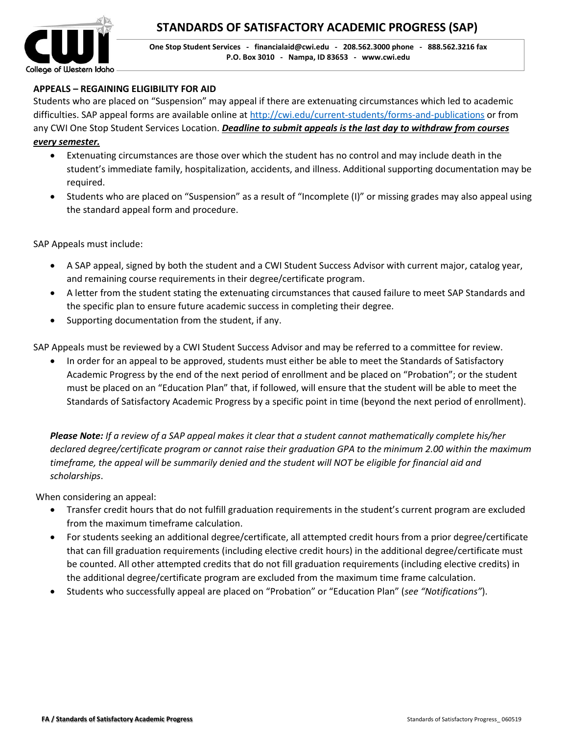## APPEALS – REGAINING ELIGIBILITY FOR AID

Students who are placed on "Suspension" may appeal if there are extenuating circumstances which led to academic difficulties. SAP appeal forms are available online at http://cwi.edu/current-students/forms-and-publications or from any CWI One Stop Student Services Location. ***Deadline to submit appeals is the last day to withdraw from courses every semester.***

- Extenuating circumstances are those over which the student has no control and may include death in the student's immediate family, hospitalization, accidents, and illness. Additional supporting documentation may be required.
- Students who are placed on "Suspension" as a result of "Incomplete (I)" or missing grades may also appeal using the standard appeal form and procedure.

SAP Appeals must include:

- A SAP appeal, signed by both the student and a CWI Student Success Advisor with current major, catalog year, and remaining course requirements in their degree/certificate program.
- A letter from the student stating the extenuating circumstances that caused failure to meet SAP Standards and the specific plan to ensure future academic success in completing their degree.
- Supporting documentation from the student, if any.

SAP Appeals must be reviewed by a CWI Student Success Advisor and may be referred to a committee for review.

- In order for an appeal to be approved, students must either be able to meet the Standards of Satisfactory Academic Progress by the end of the next period of enrollment and be placed on "Probation"; or the student must be placed on an "Education Plan" that, if followed, will ensure that the student will be able to meet the Standards of Satisfactory Academic Progress by a specific point in time (beyond the next period of enrollment).

***Please Note:*** *If a review of a SAP appeal makes it clear that a student cannot mathematically complete his/her declared degree/certificate program or cannot raise their graduation GPA to the minimum 2.00 within the maximum timeframe, the appeal will be summarily denied and the student will NOT be eligible for financial aid and scholarships*.

When considering an appeal:

- Transfer credit hours that do not fulfill graduation requirements in the student's current program are excluded from the maximum timeframe calculation.
- For students seeking an additional degree/certificate, all attempted credit hours from a prior degree/certificate that can fill graduation requirements (including elective credit hours) in the additional degree/certificate must be counted. All other attempted credits that do not fill graduation requirements (including elective credits) in the additional degree/certificate program are excluded from the maximum time frame calculation.
- Students who successfully appeal are placed on "Probation" or "Education Plan" (*see "Notifications"*).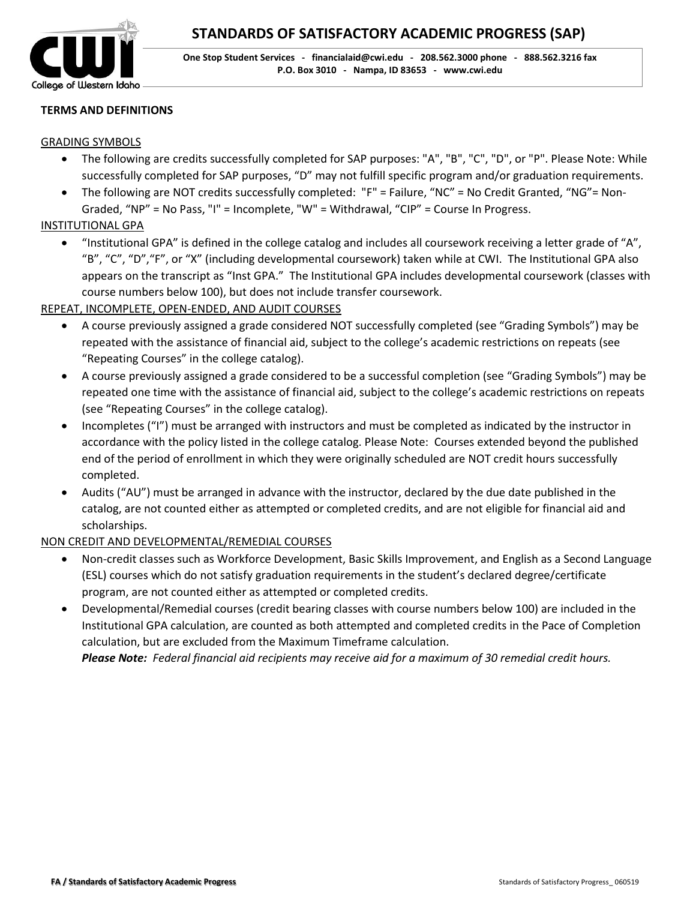# STANDARDS OF SATISFACTORY ACADEMIC PROGRESS (SAP)

**One Stop Student Services - financialaid@cwi.edu - 208.562.3000 phone - 888.562.3216 fax**
**P.O. Box 3010 - Nampa, ID 83653 - www.cwi.edu**

## TERMS AND DEFINITIONS

### GRADING SYMBOLS

- The following are credits successfully completed for SAP purposes: "A", "B", "C", "D", or "P". Please Note: While successfully completed for SAP purposes, "D" may not fulfill specific program and/or graduation requirements.
- The following are NOT credits successfully completed: "F" = Failure, "NC" = No Credit Granted, "NG"= Non-Graded, "NP" = No Pass, "I" = Incomplete, "W" = Withdrawal, "CIP" = Course In Progress.

### INSTITUTIONAL GPA

- "Institutional GPA" is defined in the college catalog and includes all coursework receiving a letter grade of "A", "B", "C", "D","F", or "X" (including developmental coursework) taken while at CWI. The Institutional GPA also appears on the transcript as "Inst GPA." The Institutional GPA includes developmental coursework (classes with course numbers below 100), but does not include transfer coursework.

### REPEAT, INCOMPLETE, OPEN-ENDED, AND AUDIT COURSES

- A course previously assigned a grade considered NOT successfully completed (see "Grading Symbols") may be repeated with the assistance of financial aid, subject to the college's academic restrictions on repeats (see "Repeating Courses" in the college catalog).
- A course previously assigned a grade considered to be a successful completion (see "Grading Symbols") may be repeated one time with the assistance of financial aid, subject to the college's academic restrictions on repeats (see "Repeating Courses" in the college catalog).
- Incompletes ("I") must be arranged with instructors and must be completed as indicated by the instructor in accordance with the policy listed in the college catalog. Please Note: Courses extended beyond the published end of the period of enrollment in which they were originally scheduled are NOT credit hours successfully completed.
- Audits ("AU") must be arranged in advance with the instructor, declared by the due date published in the catalog, are not counted either as attempted or completed credits, and are not eligible for financial aid and scholarships.

### NON CREDIT AND DEVELOPMENTAL/REMEDIAL COURSES

- Non-credit classes such as Workforce Development, Basic Skills Improvement, and English as a Second Language (ESL) courses which do not satisfy graduation requirements in the student's declared degree/certificate program, are not counted either as attempted or completed credits.
- Developmental/Remedial courses (credit bearing classes with course numbers below 100) are included in the Institutional GPA calculation, are counted as both attempted and completed credits in the Pace of Completion calculation, but are excluded from the Maximum Timeframe calculation.
  ***Please Note:*** *Federal financial aid recipients may receive aid for a maximum of 30 remedial credit hours.*